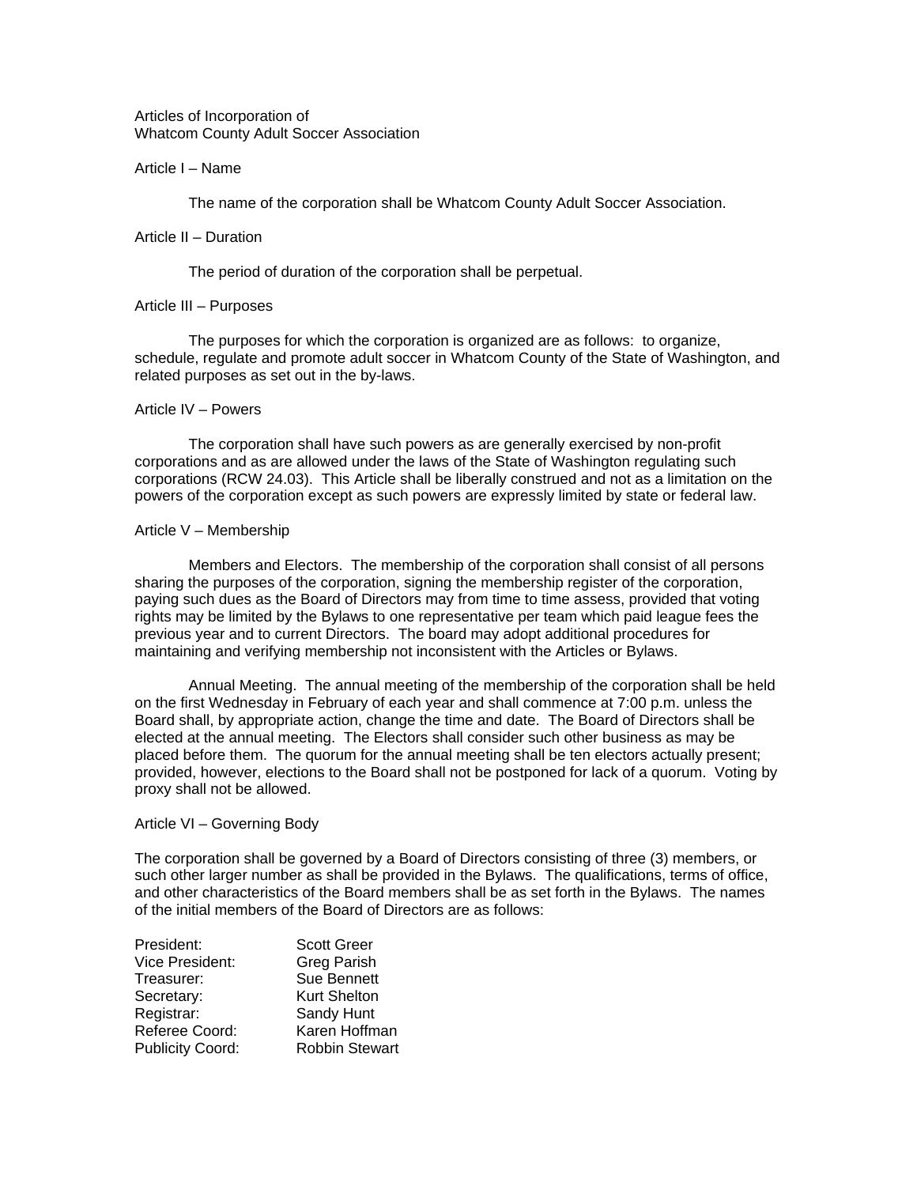# Articles of Incorporation of
# Whatcom County Adult Soccer Association

## Article I – Name

The name of the corporation shall be Whatcom County Adult Soccer Association.

## Article II – Duration

The period of duration of the corporation shall be perpetual.

## Article III – Purposes

The purposes for which the corporation is organized are as follows: to organize, schedule, regulate and promote adult soccer in Whatcom County of the State of Washington, and related purposes as set out in the by-laws.

## Article IV – Powers

The corporation shall have such powers as are generally exercised by non-profit corporations and as are allowed under the laws of the State of Washington regulating such corporations (RCW 24.03). This Article shall be liberally construed and not as a limitation on the powers of the corporation except as such powers are expressly limited by state or federal law.

## Article V – Membership

Members and Electors. The membership of the corporation shall consist of all persons sharing the purposes of the corporation, signing the membership register of the corporation, paying such dues as the Board of Directors may from time to time assess, provided that voting rights may be limited by the Bylaws to one representative per team which paid league fees the previous year and to current Directors. The board may adopt additional procedures for maintaining and verifying membership not inconsistent with the Articles or Bylaws.

Annual Meeting. The annual meeting of the membership of the corporation shall be held on the first Wednesday in February of each year and shall commence at 7:00 p.m. unless the Board shall, by appropriate action, change the time and date. The Board of Directors shall be elected at the annual meeting. The Electors shall consider such other business as may be placed before them. The quorum for the annual meeting shall be ten electors actually present; provided, however, elections to the Board shall not be postponed for lack of a quorum. Voting by proxy shall not be allowed.

## Article VI – Governing Body

The corporation shall be governed by a Board of Directors consisting of three (3) members, or such other larger number as shall be provided in the Bylaws. The qualifications, terms of office, and other characteristics of the Board members shall be as set forth in the Bylaws. The names of the initial members of the Board of Directors are as follows:

| | |
|---|---|
| President: | Scott Greer |
| Vice President: | Greg Parish |
| Treasurer: | Sue Bennett |
| Secretary: | Kurt Shelton |
| Registrar: | Sandy Hunt |
| Referee Coord: | Karen Hoffman |
| Publicity Coord: | Robbin Stewart |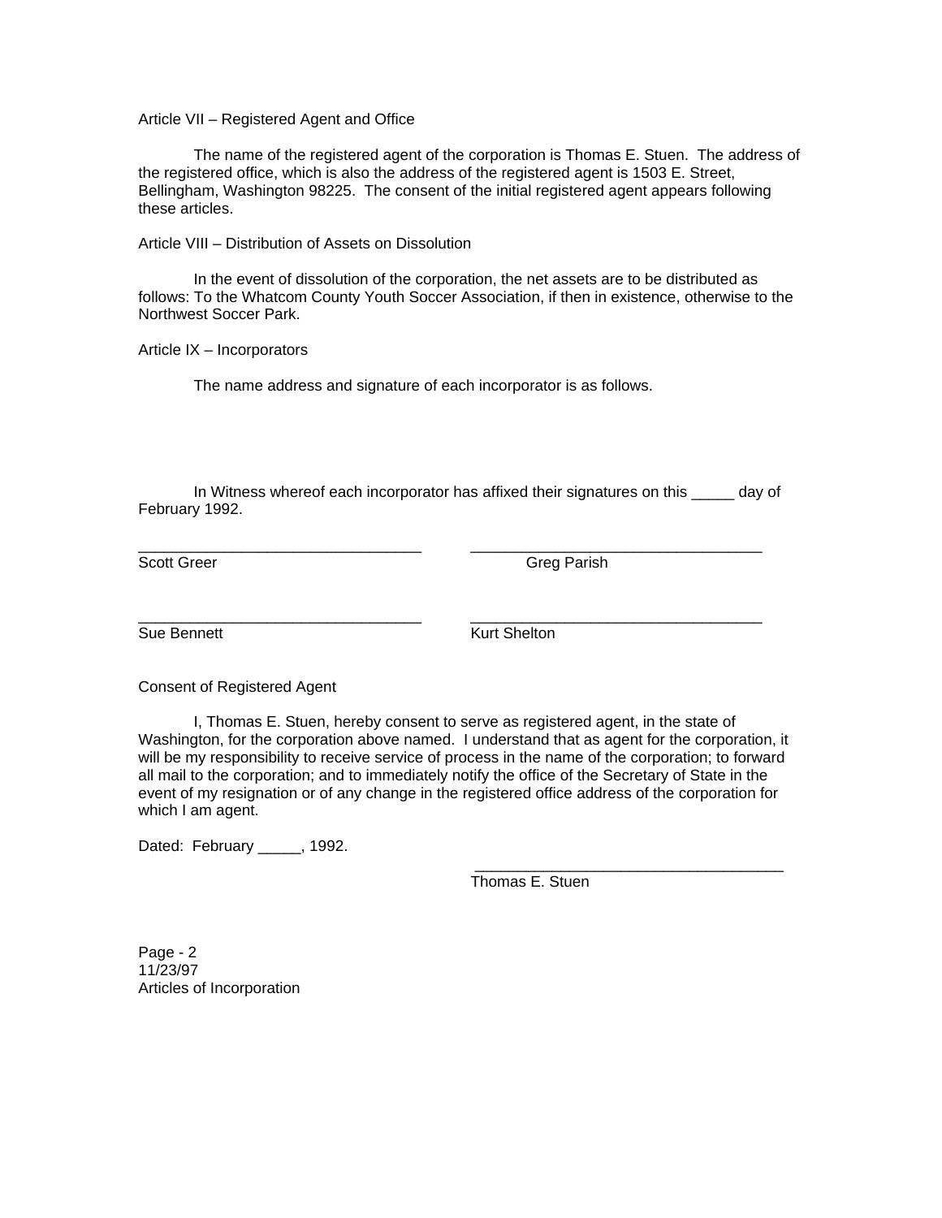Article VII – Registered Agent and Office

The name of the registered agent of the corporation is Thomas E. Stuen. The address of the registered office, which is also the address of the registered agent is 1503 E. Street, Bellingham, Washington 98225. The consent of the initial registered agent appears following these articles.

Article VIII – Distribution of Assets on Dissolution

In the event of dissolution of the corporation, the net assets are to be distributed as follows: To the Whatcom County Youth Soccer Association, if then in existence, otherwise to the Northwest Soccer Park.

Article IX – Incorporators

The name address and signature of each incorporator is as follows.

In Witness whereof each incorporator has affixed their signatures on this _____ day of February 1992.

_________________________________ _________________________________
Scott Greer Greg Parish

_________________________________ _________________________________
Sue Bennett Kurt Shelton

Consent of Registered Agent

I, Thomas E. Stuen, hereby consent to serve as registered agent, in the state of Washington, for the corporation above named. I understand that as agent for the corporation, it will be my responsibility to receive service of process in the name of the corporation; to forward all mail to the corporation; and to immediately notify the office of the Secretary of State in the event of my resignation or of any change in the registered office address of the corporation for which I am agent.

Dated: February _____, 1992.

_____________________________________
Thomas E. Stuen

Page - 2
11/23/97
Articles of Incorporation